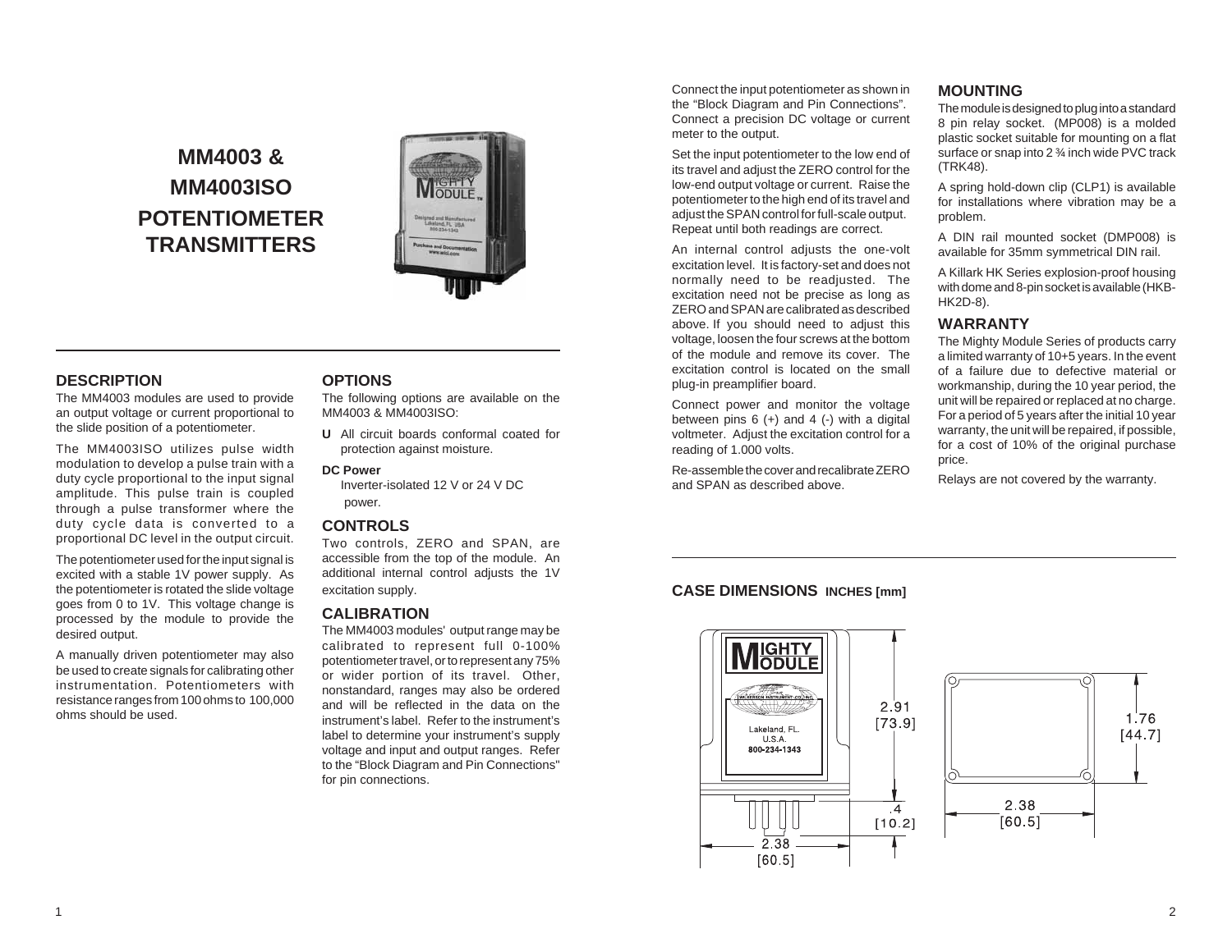# MM4003 & MM4003ISO POTENTIOMETER TRANSMITTERS

## DESCRIPTION

The MM4003 modules are used to provide an output voltage or current proportional to the slide position of a potentiometer.

The MM4003ISO utilizes pulse width modulation to develop a pulse train with a duty cycle proportional to the input signal amplitude. This pulse train is coupled through a pulse transformer where the duty cycle data is converted to a proportional DC level in the output circuit.

The potentiometer used for the input signal is excited with a stable 1V power supply. As the potentiometer is rotated the slide voltage goes from 0 to 1V. This voltage change is processed by the module to provide the desired output.

A manually driven potentiometer may also be used to create signals for calibrating other instrumentation. Potentiometers with resistance ranges from 100 ohms to 100,000 ohms should be used.

## OPTIONS

The following options are available on the MM4003 & MM4003ISO:

**U** All circuit boards conformal coated for protection against moisture.

**DC Power**
Inverter-isolated 12 V or 24 V DC power.

## CONTROLS

Two controls, ZERO and SPAN, are accessible from the top of the module. An additional internal control adjusts the 1V excitation supply.

## CALIBRATION

The MM4003 modules' output range may be calibrated to represent full 0-100% potentiometer travel, or to represent any 75% or wider portion of its travel. Other, nonstandard, ranges may also be ordered and will be reflected in the data on the instrument's label. Refer to the instrument's label to determine your instrument's supply voltage and input and output ranges. Refer to the "Block Diagram and Pin Connections" for pin connections.

Connect the input potentiometer as shown in the "Block Diagram and Pin Connections". Connect a precision DC voltage or current meter to the output.

Set the input potentiometer to the low end of its travel and adjust the ZERO control for the low-end output voltage or current. Raise the potentiometer to the high end of its travel and adjust the SPAN control for full-scale output. Repeat until both readings are correct.

An internal control adjusts the one-volt excitation level. It is factory-set and does not normally need to be readjusted. The excitation need not be precise as long as ZERO and SPAN are calibrated as described above. If you should need to adjust this voltage, loosen the four screws at the bottom of the module and remove its cover. The excitation control is located on the small plug-in preamplifier board.

Connect power and monitor the voltage between pins 6 (+) and 4 (-) with a digital voltmeter. Adjust the excitation control for a reading of 1.000 volts.

Re-assemble the cover and recalibrate ZERO and SPAN as described above.

## MOUNTING

The module is designed to plug into a standard 8 pin relay socket. (MP008) is a molded plastic socket suitable for mounting on a flat surface or snap into 2 ¾ inch wide PVC track (TRK48).

A spring hold-down clip (CLP1) is available for installations where vibration may be a problem.

A DIN rail mounted socket (DMP008) is available for 35mm symmetrical DIN rail.

A Killark HK Series explosion-proof housing with dome and 8-pin socket is available (HKB-HK2D-8).

## WARRANTY

The Mighty Module Series of products carry a limited warranty of 10+5 years. In the event of a failure due to defective material or workmanship, during the 10 year period, the unit will be repaired or replaced at no charge. For a period of 5 years after the initial 10 year warranty, the unit will be repaired, if possible, for a cost of 10% of the original purchase price.

Relays are not covered by the warranty.

## CASE DIMENSIONS INCHES [mm]

Lakeland, FL. U.S.A. 800-234-1343

2.91 [73.9]

.4 [10.2]

2.38 [60.5]

1.76 [44.7]

2.38 [60.5]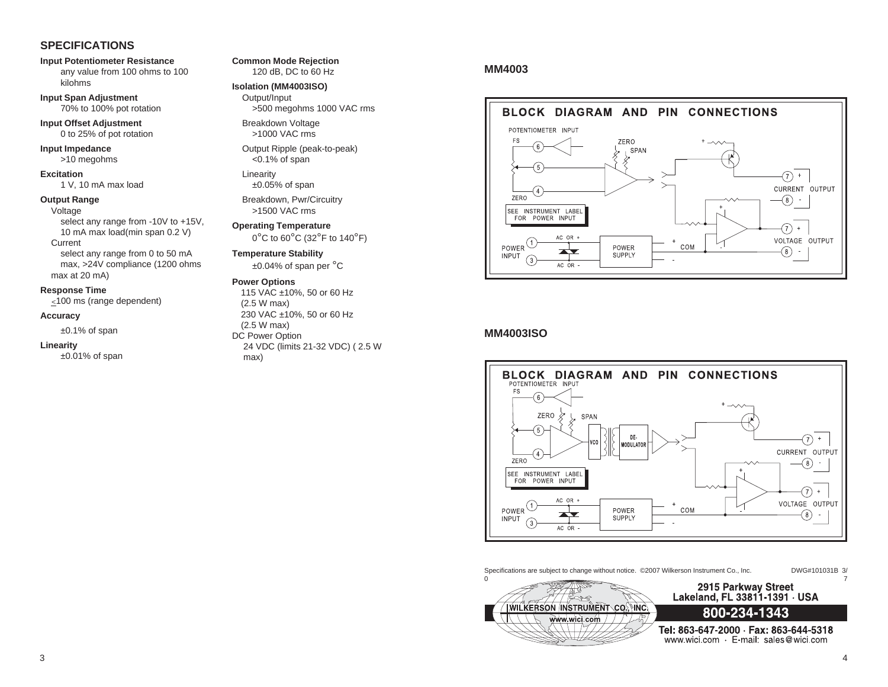## SPECIFICATIONS

**Input Potentiometer Resistance**
any value from 100 ohms to 100 kilohms

**Input Span Adjustment**
70% to 100% pot rotation

**Input Offset Adjustment**
0 to 25% of pot rotation

**Input Impedance**
>10 megohms

**Excitation**
1 V, 10 mA max load

**Output Range**
Voltage
select any range from -10V to +15V, 10 mA max load(min span 0.2 V)
Current
select any range from 0 to 50 mA max, >24V compliance (1200 ohms max at 20 mA)

**Response Time**
≤100 ms (range dependent)

**Accuracy**
±0.1% of span

**Linearity**
±0.01% of span

**Common Mode Rejection**
120 dB, DC to 60 Hz

**Isolation (MM4003ISO)**
Output/Input
>500 megohms 1000 VAC rms
Breakdown Voltage
>1000 VAC rms
Output Ripple (peak-to-peak)
<0.1% of span
Linearity
±0.05% of span
Breakdown, Pwr/Circuitry
>1500 VAC rms

**Operating Temperature**
0°C to 60°C (32°F to 140°F)

**Temperature Stability**
±0.04% of span per °C

**Power Options**
115 VAC ±10%, 50 or 60 Hz (2.5 W max)
230 VAC ±10%, 50 or 60 Hz (2.5 W max)
DC Power Option
24 VDC (limits 21-32 VDC) ( 2.5 W max)

### MM4003

BLOCK DIAGRAM AND PIN CONNECTIONS

POTENTIOMETER INPUT
FS
6
5
4
ZERO
ZERO
SPAN
SEE INSTRUMENT LABEL FOR POWER INPUT
POWER INPUT
1
3
AC OR +
AC OR -
POWER SUPPLY
+
COM
-
7 +
CURRENT OUTPUT
8 -
7 +
VOLTAGE OUTPUT
8 -

### MM4003ISO

BLOCK DIAGRAM AND PIN CONNECTIONS

POTENTIOMETER INPUT
FS
6
ZERO
SPAN
5
4
ZERO
VCO
DE-MODULATOR
SEE INSTRUMENT LABEL FOR POWER INPUT
POWER INPUT
1
3
AC OR +
AC OR -
POWER SUPPLY
+
COM
-
7 +
CURRENT OUTPUT
8 -
7 +
VOLTAGE OUTPUT
8 -

Specifications are subject to change without notice. ©2007 Wilkerson Instrument Co., Inc. DWG#101031B 3/07

WILKERSON INSTRUMENT CO., INC.
www.wici.com

2915 Parkway Street
Lakeland, FL 33811-1391 · USA
800-234-1343
Tel: 863-647-2000 · Fax: 863-644-5318
www.wici.com · E-mail: sales@wici.com